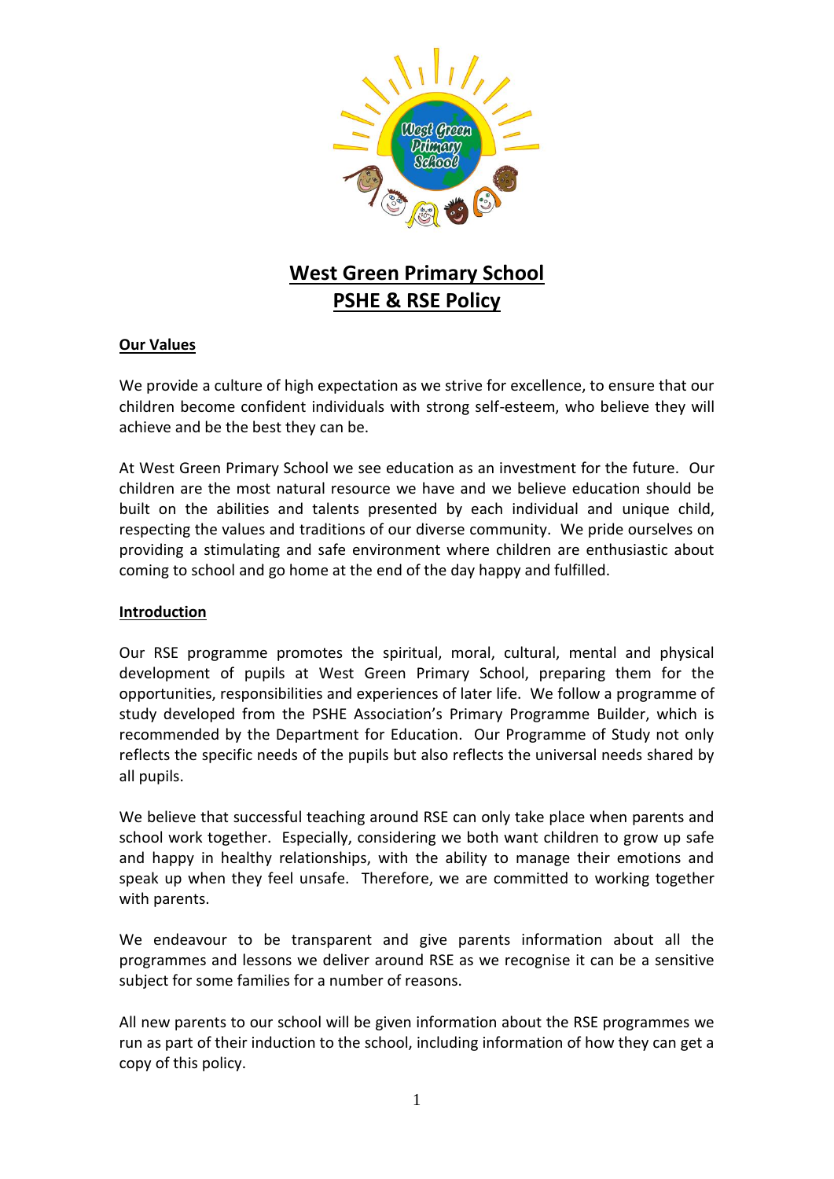# West Green Primary School
# PSHE & RSE Policy

## Our Values

We provide a culture of high expectation as we strive for excellence, to ensure that our children become confident individuals with strong self-esteem, who believe they will achieve and be the best they can be.

At West Green Primary School we see education as an investment for the future. Our children are the most natural resource we have and we believe education should be built on the abilities and talents presented by each individual and unique child, respecting the values and traditions of our diverse community. We pride ourselves on providing a stimulating and safe environment where children are enthusiastic about coming to school and go home at the end of the day happy and fulfilled.

## Introduction

Our RSE programme promotes the spiritual, moral, cultural, mental and physical development of pupils at West Green Primary School, preparing them for the opportunities, responsibilities and experiences of later life. We follow a programme of study developed from the PSHE Association's Primary Programme Builder, which is recommended by the Department for Education. Our Programme of Study not only reflects the specific needs of the pupils but also reflects the universal needs shared by all pupils.

We believe that successful teaching around RSE can only take place when parents and school work together. Especially, considering we both want children to grow up safe and happy in healthy relationships, with the ability to manage their emotions and speak up when they feel unsafe. Therefore, we are committed to working together with parents.

We endeavour to be transparent and give parents information about all the programmes and lessons we deliver around RSE as we recognise it can be a sensitive subject for some families for a number of reasons.

All new parents to our school will be given information about the RSE programmes we run as part of their induction to the school, including information of how they can get a copy of this policy.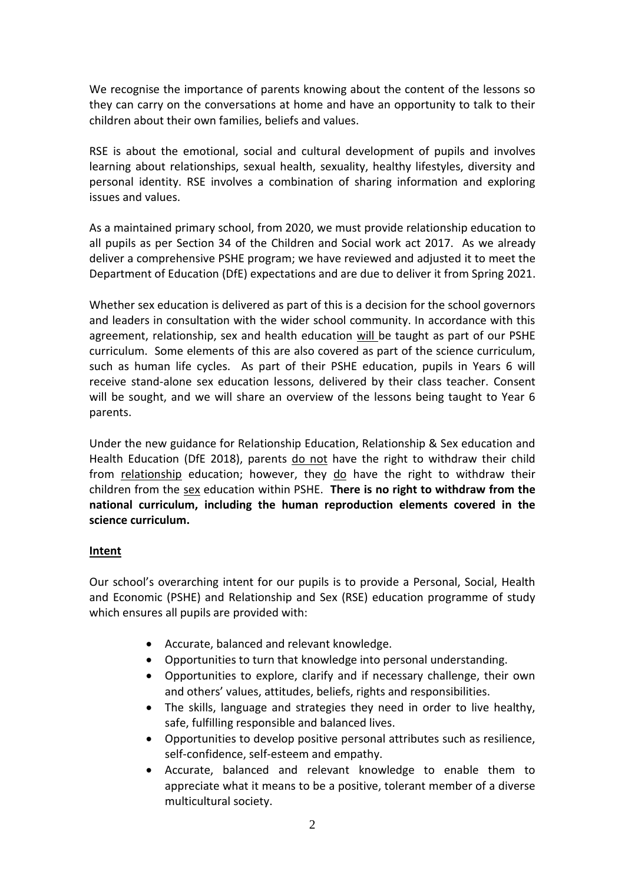We recognise the importance of parents knowing about the content of the lessons so they can carry on the conversations at home and have an opportunity to talk to their children about their own families, beliefs and values.

RSE is about the emotional, social and cultural development of pupils and involves learning about relationships, sexual health, sexuality, healthy lifestyles, diversity and personal identity. RSE involves a combination of sharing information and exploring issues and values.

As a maintained primary school, from 2020, we must provide relationship education to all pupils as per Section 34 of the Children and Social work act 2017. As we already deliver a comprehensive PSHE program; we have reviewed and adjusted it to meet the Department of Education (DfE) expectations and are due to deliver it from Spring 2021.

Whether sex education is delivered as part of this is a decision for the school governors and leaders in consultation with the wider school community. In accordance with this agreement, relationship, sex and health education <u>will</u> be taught as part of our PSHE curriculum. Some elements of this are also covered as part of the science curriculum, such as human life cycles. As part of their PSHE education, pupils in Years 6 will receive stand-alone sex education lessons, delivered by their class teacher. Consent will be sought, and we will share an overview of the lessons being taught to Year 6 parents.

Under the new guidance for Relationship Education, Relationship & Sex education and Health Education (DfE 2018), parents <u>do not</u> have the right to withdraw their child from <u>relationship</u> education; however, they <u>do</u> have the right to withdraw their children from the <u>sex</u> education within PSHE. **There is no right to withdraw from the national curriculum, including the human reproduction elements covered in the science curriculum.**

## <u>Intent</u>

Our school's overarching intent for our pupils is to provide a Personal, Social, Health and Economic (PSHE) and Relationship and Sex (RSE) education programme of study which ensures all pupils are provided with:

- Accurate, balanced and relevant knowledge.
- Opportunities to turn that knowledge into personal understanding.
- Opportunities to explore, clarify and if necessary challenge, their own and others' values, attitudes, beliefs, rights and responsibilities.
- The skills, language and strategies they need in order to live healthy, safe, fulfilling responsible and balanced lives.
- Opportunities to develop positive personal attributes such as resilience, self-confidence, self-esteem and empathy.
- Accurate, balanced and relevant knowledge to enable them to appreciate what it means to be a positive, tolerant member of a diverse multicultural society.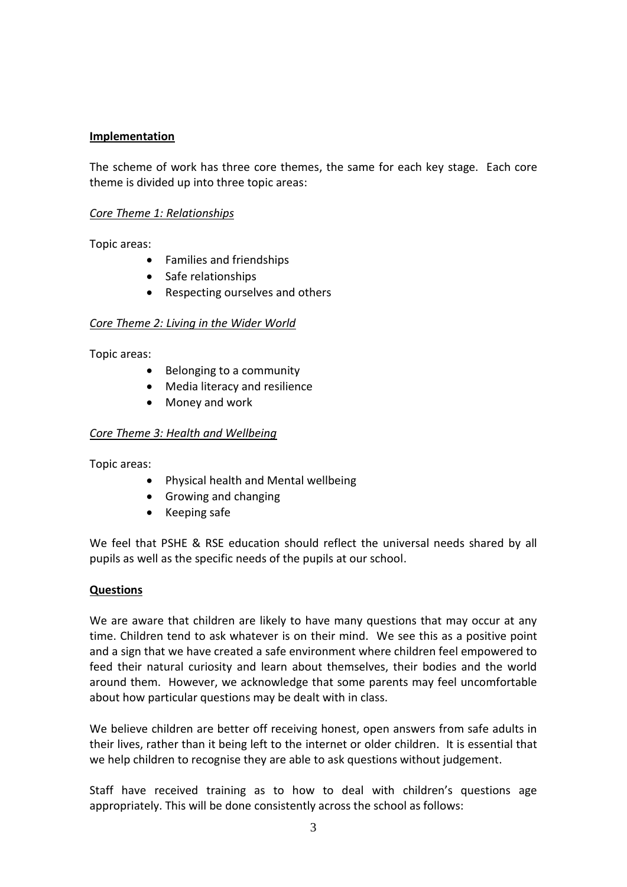**Implementation**

The scheme of work has three core themes, the same for each key stage. Each core theme is divided up into three topic areas:

*Core Theme 1: Relationships*

Topic areas:

- Families and friendships
- Safe relationships
- Respecting ourselves and others

*Core Theme 2: Living in the Wider World*

Topic areas:

- Belonging to a community
- Media literacy and resilience
- Money and work

*Core Theme 3: Health and Wellbeing*

Topic areas:

- Physical health and Mental wellbeing
- Growing and changing
- Keeping safe

We feel that PSHE & RSE education should reflect the universal needs shared by all pupils as well as the specific needs of the pupils at our school.

**Questions**

We are aware that children are likely to have many questions that may occur at any time. Children tend to ask whatever is on their mind. We see this as a positive point and a sign that we have created a safe environment where children feel empowered to feed their natural curiosity and learn about themselves, their bodies and the world around them. However, we acknowledge that some parents may feel uncomfortable about how particular questions may be dealt with in class.

We believe children are better off receiving honest, open answers from safe adults in their lives, rather than it being left to the internet or older children. It is essential that we help children to recognise they are able to ask questions without judgement.

Staff have received training as to how to deal with children's questions age appropriately. This will be done consistently across the school as follows: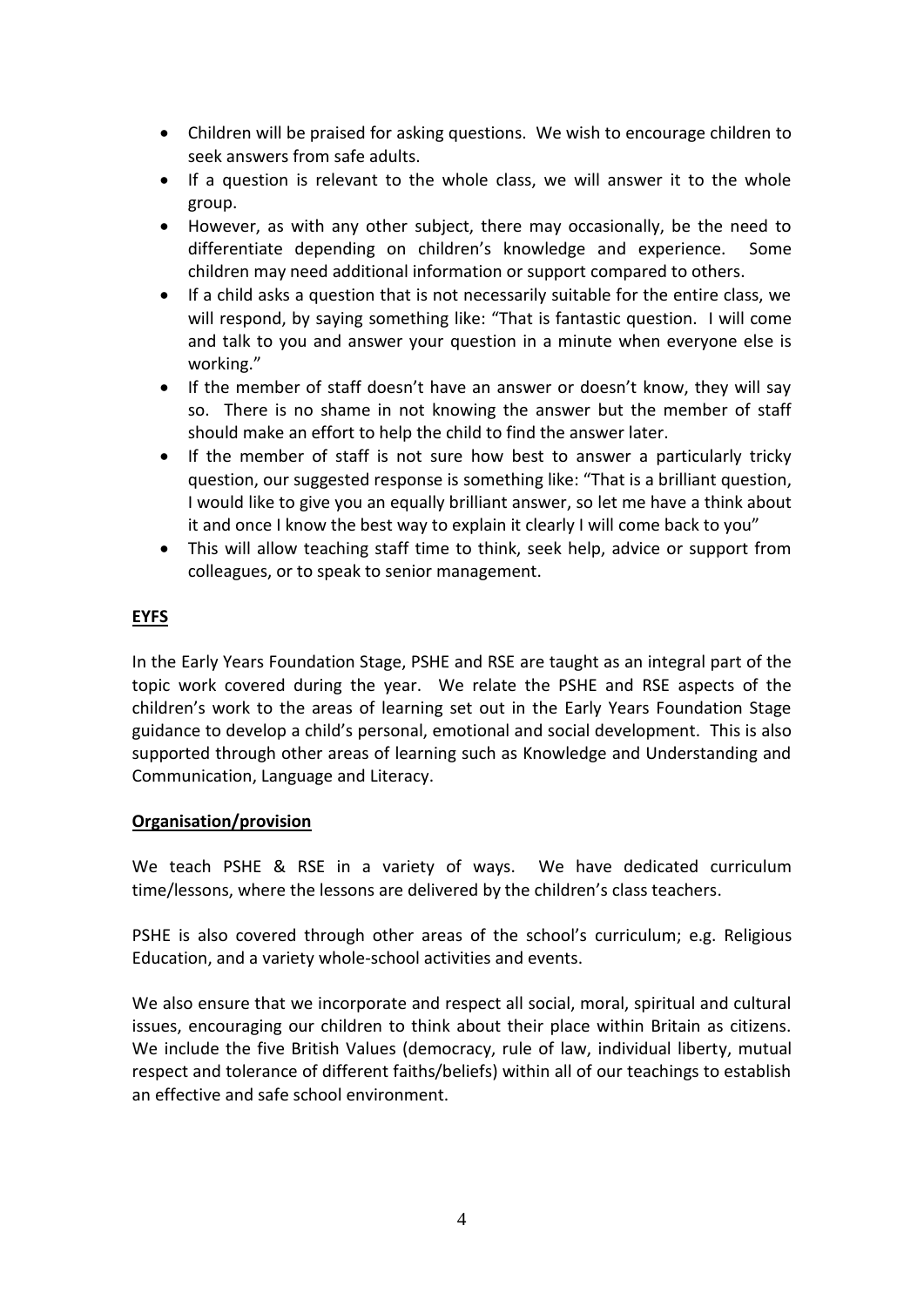- Children will be praised for asking questions. We wish to encourage children to seek answers from safe adults.
- If a question is relevant to the whole class, we will answer it to the whole group.
- However, as with any other subject, there may occasionally, be the need to differentiate depending on children's knowledge and experience. Some children may need additional information or support compared to others.
- If a child asks a question that is not necessarily suitable for the entire class, we will respond, by saying something like: "That is fantastic question. I will come and talk to you and answer your question in a minute when everyone else is working."
- If the member of staff doesn't have an answer or doesn't know, they will say so. There is no shame in not knowing the answer but the member of staff should make an effort to help the child to find the answer later.
- If the member of staff is not sure how best to answer a particularly tricky question, our suggested response is something like: "That is a brilliant question, I would like to give you an equally brilliant answer, so let me have a think about it and once I know the best way to explain it clearly I will come back to you"
- This will allow teaching staff time to think, seek help, advice or support from colleagues, or to speak to senior management.

## EYFS

In the Early Years Foundation Stage, PSHE and RSE are taught as an integral part of the topic work covered during the year. We relate the PSHE and RSE aspects of the children's work to the areas of learning set out in the Early Years Foundation Stage guidance to develop a child's personal, emotional and social development. This is also supported through other areas of learning such as Knowledge and Understanding and Communication, Language and Literacy.

## Organisation/provision

We teach PSHE & RSE in a variety of ways. We have dedicated curriculum time/lessons, where the lessons are delivered by the children's class teachers.

PSHE is also covered through other areas of the school's curriculum; e.g. Religious Education, and a variety whole-school activities and events.

We also ensure that we incorporate and respect all social, moral, spiritual and cultural issues, encouraging our children to think about their place within Britain as citizens. We include the five British Values (democracy, rule of law, individual liberty, mutual respect and tolerance of different faiths/beliefs) within all of our teachings to establish an effective and safe school environment.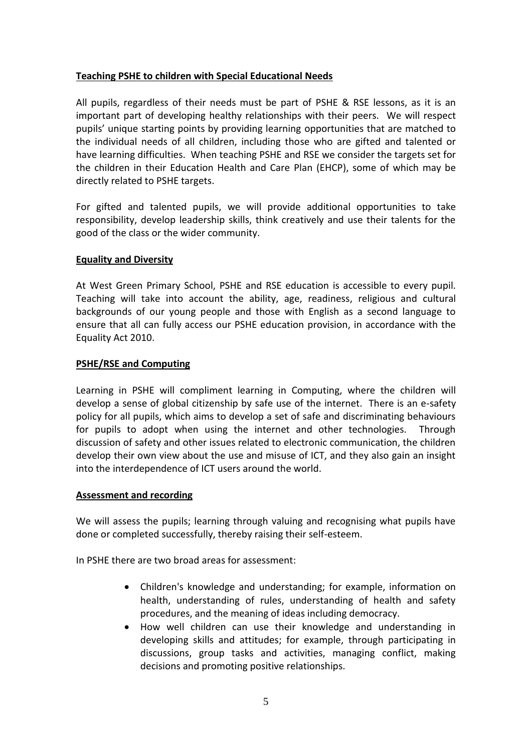**Teaching PSHE to children with Special Educational Needs**

All pupils, regardless of their needs must be part of PSHE & RSE lessons, as it is an important part of developing healthy relationships with their peers. We will respect pupils' unique starting points by providing learning opportunities that are matched to the individual needs of all children, including those who are gifted and talented or have learning difficulties. When teaching PSHE and RSE we consider the targets set for the children in their Education Health and Care Plan (EHCP), some of which may be directly related to PSHE targets.

For gifted and talented pupils, we will provide additional opportunities to take responsibility, develop leadership skills, think creatively and use their talents for the good of the class or the wider community.

**Equality and Diversity**

At West Green Primary School, PSHE and RSE education is accessible to every pupil. Teaching will take into account the ability, age, readiness, religious and cultural backgrounds of our young people and those with English as a second language to ensure that all can fully access our PSHE education provision, in accordance with the Equality Act 2010.

**PSHE/RSE and Computing**

Learning in PSHE will compliment learning in Computing, where the children will develop a sense of global citizenship by safe use of the internet. There is an e-safety policy for all pupils, which aims to develop a set of safe and discriminating behaviours for pupils to adopt when using the internet and other technologies. Through discussion of safety and other issues related to electronic communication, the children develop their own view about the use and misuse of ICT, and they also gain an insight into the interdependence of ICT users around the world.

**Assessment and recording**

We will assess the pupils; learning through valuing and recognising what pupils have done or completed successfully, thereby raising their self-esteem.

In PSHE there are two broad areas for assessment:

- Children's knowledge and understanding; for example, information on health, understanding of rules, understanding of health and safety procedures, and the meaning of ideas including democracy.
- How well children can use their knowledge and understanding in developing skills and attitudes; for example, through participating in discussions, group tasks and activities, managing conflict, making decisions and promoting positive relationships.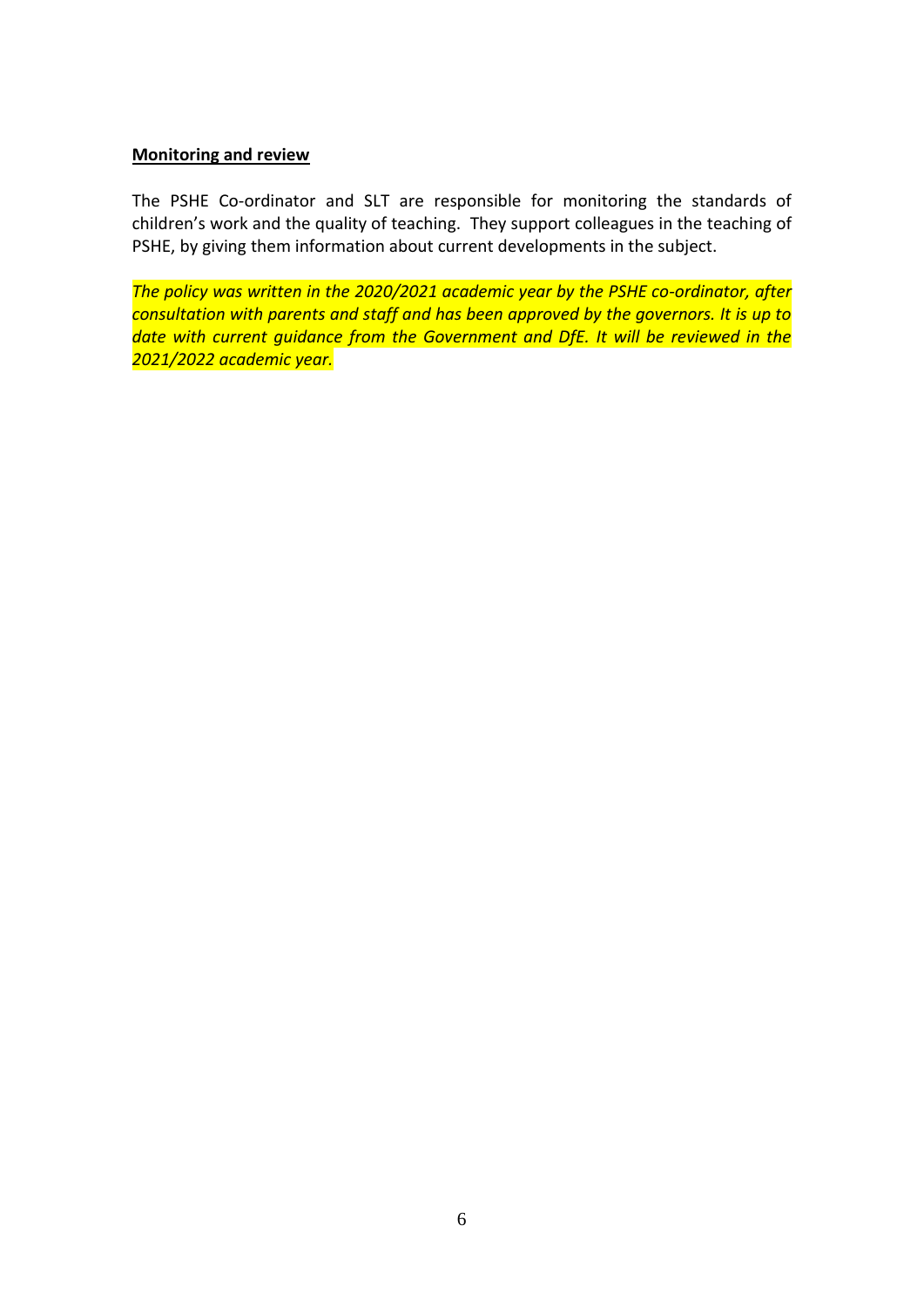**Monitoring and review**

The PSHE Co-ordinator and SLT are responsible for monitoring the standards of children's work and the quality of teaching. They support colleagues in the teaching of PSHE, by giving them information about current developments in the subject.

*The policy was written in the 2020/2021 academic year by the PSHE co-ordinator, after consultation with parents and staff and has been approved by the governors. It is up to date with current guidance from the Government and DfE. It will be reviewed in the 2021/2022 academic year.*